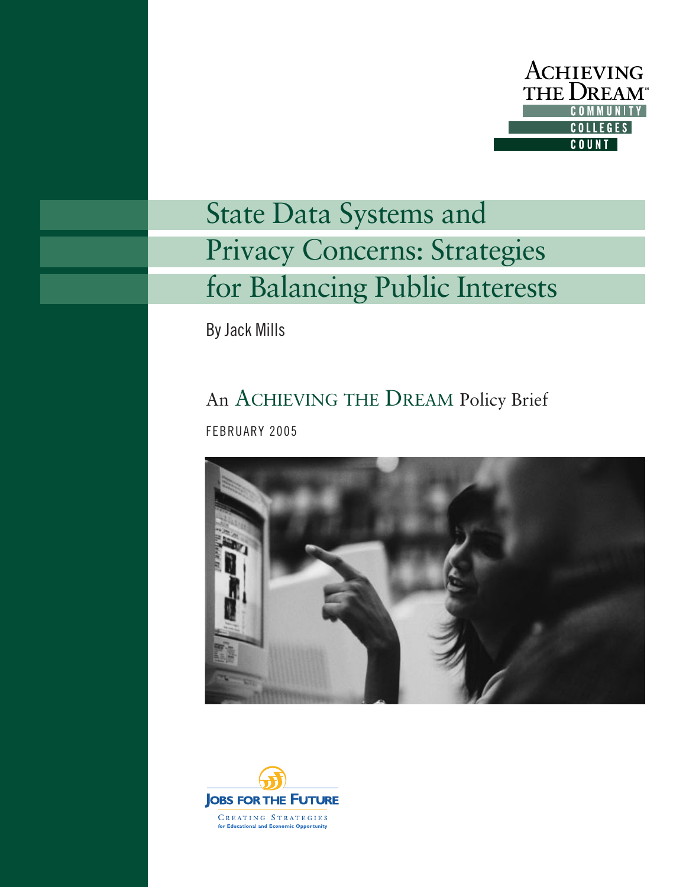ACHIEVING THE DREAM℠
COMMUNITY COLLEGES COUNT

# State Data Systems and Privacy Concerns: Strategies for Balancing Public Interests

By Jack Mills

An ACHIEVING THE DREAM Policy Brief

FEBRUARY 2005

JOBS FOR THE FUTURE

CREATING STRATEGIES for Educational and Economic Opportunity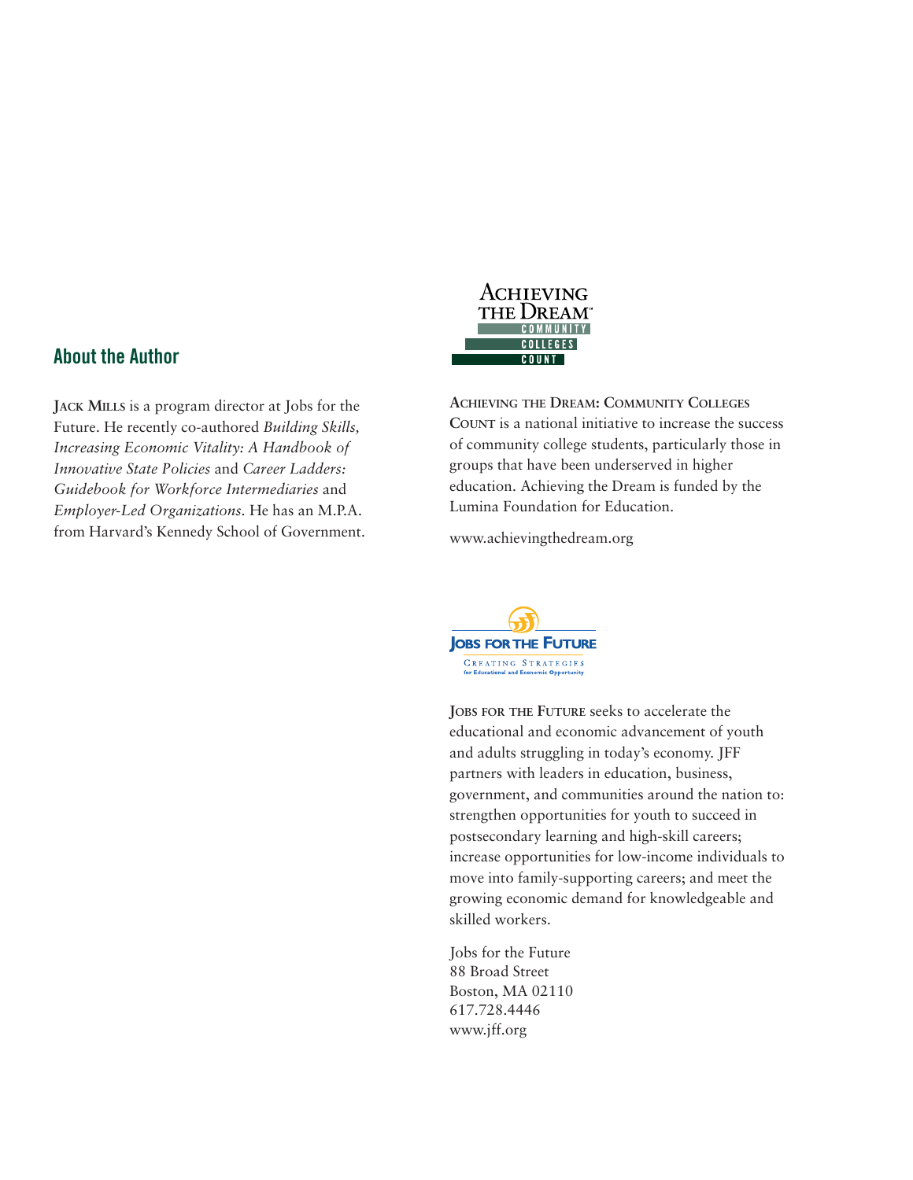## About the Author

**Jack Mills** is a program director at Jobs for the Future. He recently co-authored *Building Skills, Increasing Economic Vitality: A Handbook of Innovative State Policies* and *Career Ladders: Guidebook for Workforce Intermediaries* and *Employer-Led Organizations*. He has an M.P.A. from Harvard's Kennedy School of Government.

**Achieving the Dream: Community Colleges Count** is a national initiative to increase the success of community college students, particularly those in groups that have been underserved in higher education. Achieving the Dream is funded by the Lumina Foundation for Education.

www.achievingthedream.org

**Jobs for the Future** seeks to accelerate the educational and economic advancement of youth and adults struggling in today's economy. JFF partners with leaders in education, business, government, and communities around the nation to: strengthen opportunities for youth to succeed in postsecondary learning and high-skill careers; increase opportunities for low-income individuals to move into family-supporting careers; and meet the growing economic demand for knowledgeable and skilled workers.

Jobs for the Future
88 Broad Street
Boston, MA 02110
617.728.4446
www.jff.org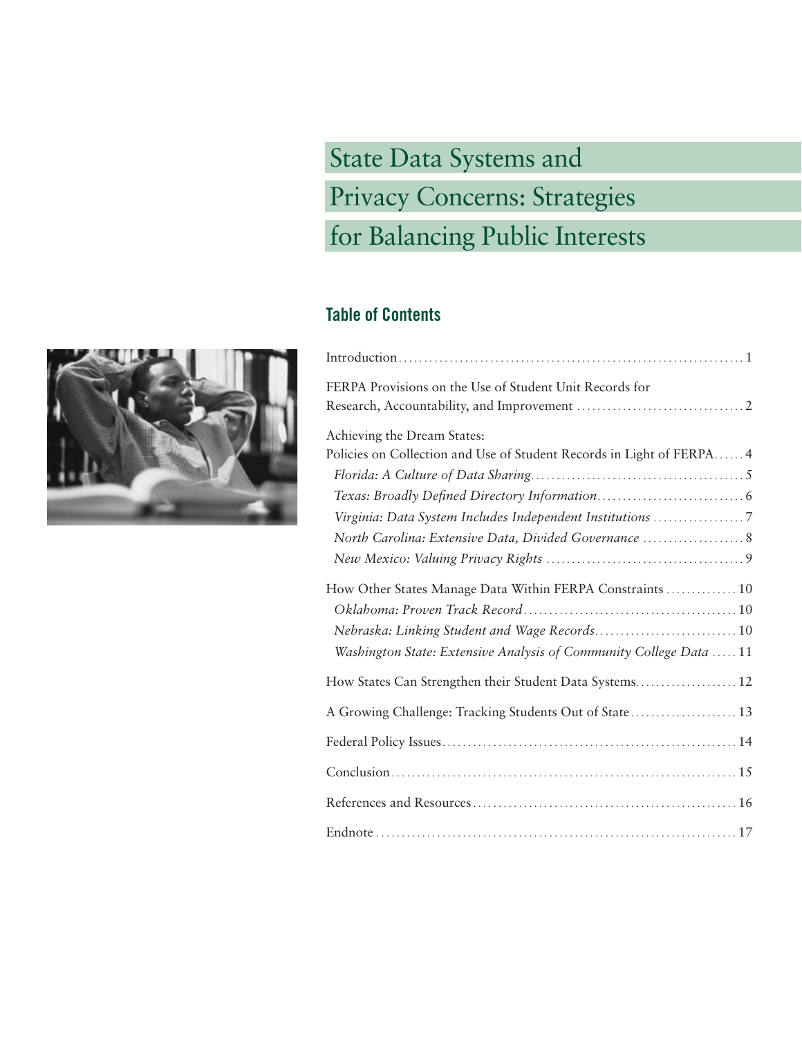# State Data Systems and Privacy Concerns: Strategies for Balancing Public Interests

## Table of Contents

Introduction . . . . . . . . . . 1

FERPA Provisions on the Use of Student Unit Records for Research, Accountability, and Improvement . . . . . . . . . . 2

Achieving the Dream States: Policies on Collection and Use of Student Records in Light of FERPA . . . . . . . . . . 4

*Florida: A Culture of Data Sharing* . . . . . . . . . . 5

*Texas: Broadly Defined Directory Information* . . . . . . . . . . 6

*Virginia: Data System Includes Independent Institutions* . . . . . . . . . . 7

*North Carolina: Extensive Data, Divided Governance* . . . . . . . . . . 8

*New Mexico: Valuing Privacy Rights* . . . . . . . . . . 9

How Other States Manage Data Within FERPA Constraints . . . . . . . . . . 10

*Oklahoma: Proven Track Record* . . . . . . . . . . 10

*Nebraska: Linking Student and Wage Records* . . . . . . . . . . 10

*Washington State: Extensive Analysis of Community College Data* . . . . . . . . . . 11

How States Can Strengthen their Student Data Systems . . . . . . . . . . 12

A Growing Challenge: Tracking Students Out of State . . . . . . . . . . 13

Federal Policy Issues . . . . . . . . . . 14

Conclusion . . . . . . . . . . 15

References and Resources . . . . . . . . . . 16

Endnote . . . . . . . . . . 17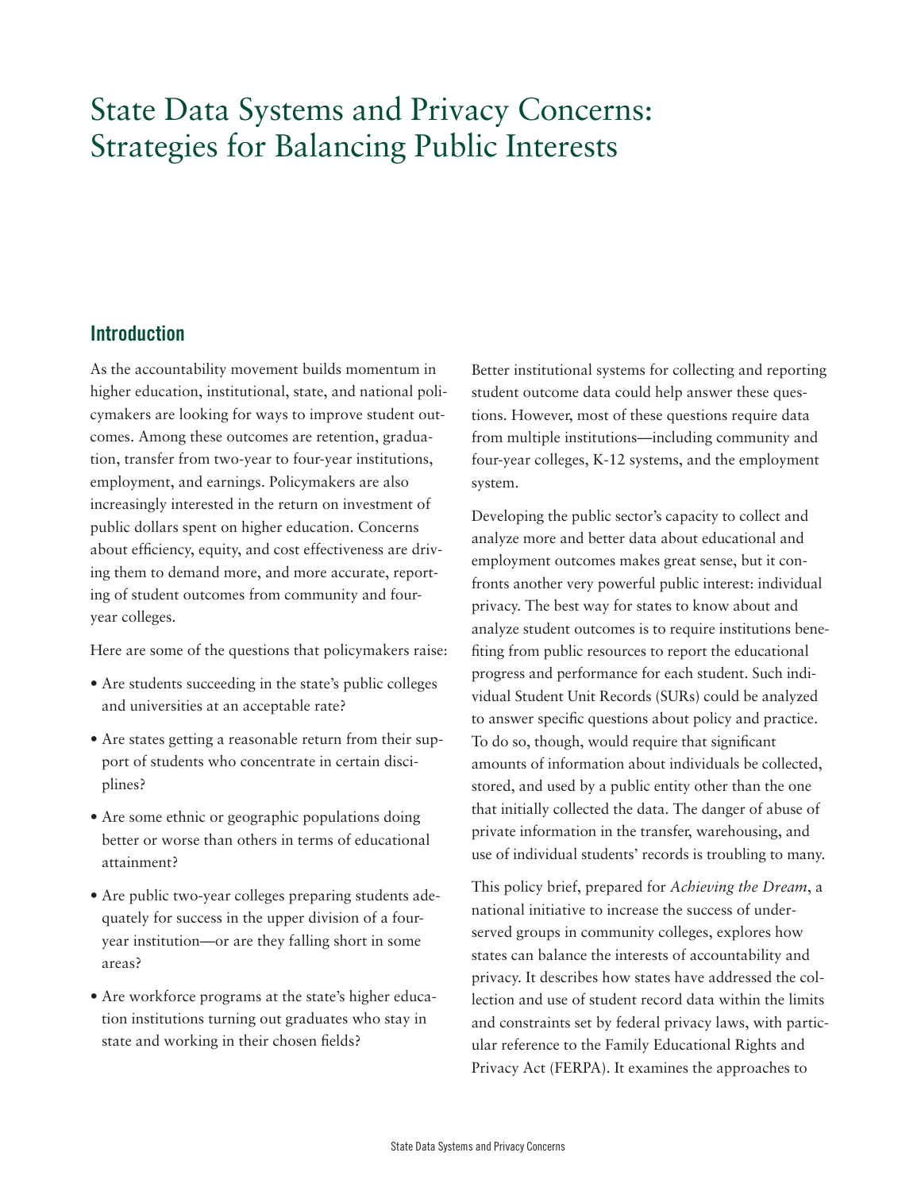# State Data Systems and Privacy Concerns: Strategies for Balancing Public Interests

## Introduction

As the accountability movement builds momentum in higher education, institutional, state, and national policymakers are looking for ways to improve student outcomes. Among these outcomes are retention, graduation, transfer from two-year to four-year institutions, employment, and earnings. Policymakers are also increasingly interested in the return on investment of public dollars spent on higher education. Concerns about efficiency, equity, and cost effectiveness are driving them to demand more, and more accurate, reporting of student outcomes from community and four-year colleges.

Here are some of the questions that policymakers raise:

- Are students succeeding in the state's public colleges and universities at an acceptable rate?
- Are states getting a reasonable return from their support of students who concentrate in certain disciplines?
- Are some ethnic or geographic populations doing better or worse than others in terms of educational attainment?
- Are public two-year colleges preparing students adequately for success in the upper division of a four-year institution—or are they falling short in some areas?
- Are workforce programs at the state's higher education institutions turning out graduates who stay in state and working in their chosen fields?

Better institutional systems for collecting and reporting student outcome data could help answer these questions. However, most of these questions require data from multiple institutions—including community and four-year colleges, K-12 systems, and the employment system.

Developing the public sector's capacity to collect and analyze more and better data about educational and employment outcomes makes great sense, but it confronts another very powerful public interest: individual privacy. The best way for states to know about and analyze student outcomes is to require institutions benefiting from public resources to report the educational progress and performance for each student. Such individual Student Unit Records (SURs) could be analyzed to answer specific questions about policy and practice. To do so, though, would require that significant amounts of information about individuals be collected, stored, and used by a public entity other than the one that initially collected the data. The danger of abuse of private information in the transfer, warehousing, and use of individual students' records is troubling to many.

This policy brief, prepared for *Achieving the Dream*, a national initiative to increase the success of underserved groups in community colleges, explores how states can balance the interests of accountability and privacy. It describes how states have addressed the collection and use of student record data within the limits and constraints set by federal privacy laws, with particular reference to the Family Educational Rights and Privacy Act (FERPA). It examines the approaches to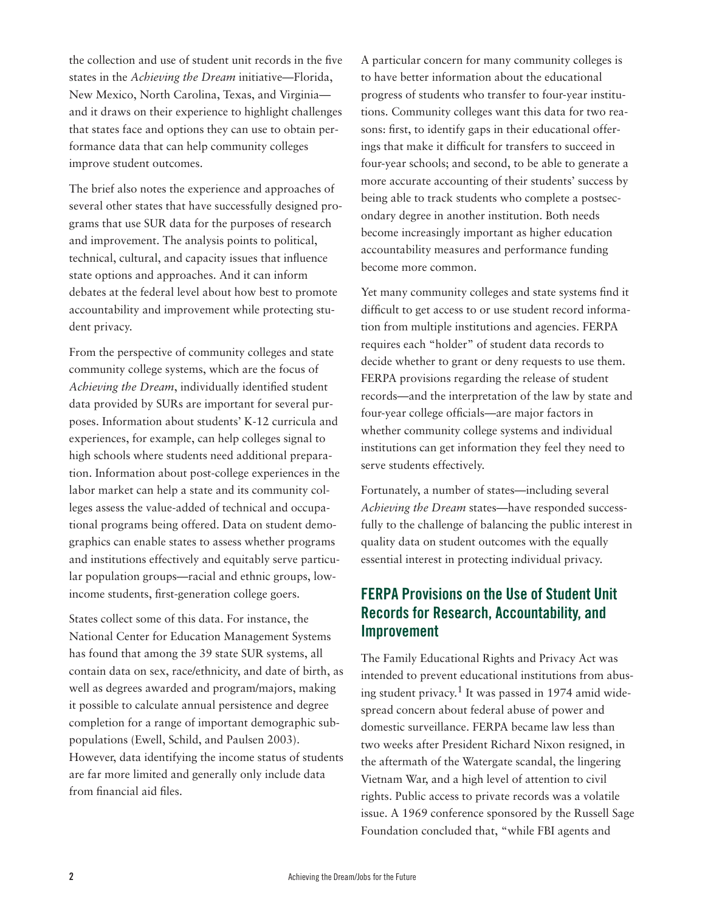the collection and use of student unit records in the five states in the *Achieving the Dream* initiative—Florida, New Mexico, North Carolina, Texas, and Virginia—and it draws on their experience to highlight challenges that states face and options they can use to obtain performance data that can help community colleges improve student outcomes.

The brief also notes the experience and approaches of several other states that have successfully designed programs that use SUR data for the purposes of research and improvement. The analysis points to political, technical, cultural, and capacity issues that influence state options and approaches. And it can inform debates at the federal level about how best to promote accountability and improvement while protecting student privacy.

From the perspective of community colleges and state community college systems, which are the focus of *Achieving the Dream*, individually identified student data provided by SURs are important for several purposes. Information about students' K-12 curricula and experiences, for example, can help colleges signal to high schools where students need additional preparation. Information about post-college experiences in the labor market can help a state and its community colleges assess the value-added of technical and occupational programs being offered. Data on student demographics can enable states to assess whether programs and institutions effectively and equitably serve particular population groups—racial and ethnic groups, low-income students, first-generation college goers.

States collect some of this data. For instance, the National Center for Education Management Systems has found that among the 39 state SUR systems, all contain data on sex, race/ethnicity, and date of birth, as well as degrees awarded and program/majors, making it possible to calculate annual persistence and degree completion for a range of important demographic subpopulations (Ewell, Schild, and Paulsen 2003). However, data identifying the income status of students are far more limited and generally only include data from financial aid files.

A particular concern for many community colleges is to have better information about the educational progress of students who transfer to four-year institutions. Community colleges want this data for two reasons: first, to identify gaps in their educational offerings that make it difficult for transfers to succeed in four-year schools; and second, to be able to generate a more accurate accounting of their students' success by being able to track students who complete a postsecondary degree in another institution. Both needs become increasingly important as higher education accountability measures and performance funding become more common.

Yet many community colleges and state systems find it difficult to get access to or use student record information from multiple institutions and agencies. FERPA requires each "holder" of student data records to decide whether to grant or deny requests to use them. FERPA provisions regarding the release of student records—and the interpretation of the law by state and four-year college officials—are major factors in whether community college systems and individual institutions can get information they feel they need to serve students effectively.

Fortunately, a number of states—including several *Achieving the Dream* states—have responded successfully to the challenge of balancing the public interest in quality data on student outcomes with the equally essential interest in protecting individual privacy.

## FERPA Provisions on the Use of Student Unit Records for Research, Accountability, and Improvement

The Family Educational Rights and Privacy Act was intended to prevent educational institutions from abusing student privacy.[1] It was passed in 1974 amid widespread concern about federal abuse of power and domestic surveillance. FERPA became law less than two weeks after President Richard Nixon resigned, in the aftermath of the Watergate scandal, the lingering Vietnam War, and a high level of attention to civil rights. Public access to private records was a volatile issue. A 1969 conference sponsored by the Russell Sage Foundation concluded that, "while FBI agents and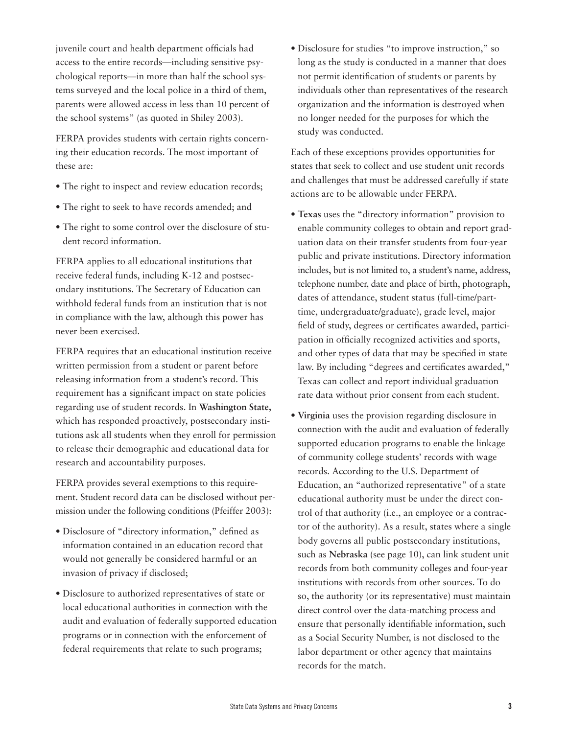juvenile court and health department officials had access to the entire records—including sensitive psychological reports—in more than half the school systems surveyed and the local police in a third of them, parents were allowed access in less than 10 percent of the school systems" (as quoted in Shiley 2003).

FERPA provides students with certain rights concerning their education records. The most important of these are:

- The right to inspect and review education records;
- The right to seek to have records amended; and
- The right to some control over the disclosure of student record information.

FERPA applies to all educational institutions that receive federal funds, including K-12 and postsecondary institutions. The Secretary of Education can withhold federal funds from an institution that is not in compliance with the law, although this power has never been exercised.

FERPA requires that an educational institution receive written permission from a student or parent before releasing information from a student's record. This requirement has a significant impact on state policies regarding use of student records. In **Washington State,** which has responded proactively, postsecondary institutions ask all students when they enroll for permission to release their demographic and educational data for research and accountability purposes.

FERPA provides several exemptions to this requirement. Student record data can be disclosed without permission under the following conditions (Pfeiffer 2003):

- Disclosure of "directory information," defined as information contained in an education record that would not generally be considered harmful or an invasion of privacy if disclosed;
- Disclosure to authorized representatives of state or local educational authorities in connection with the audit and evaluation of federally supported education programs or in connection with the enforcement of federal requirements that relate to such programs;
- Disclosure for studies "to improve instruction," so long as the study is conducted in a manner that does not permit identification of students or parents by individuals other than representatives of the research organization and the information is destroyed when no longer needed for the purposes for which the study was conducted.

Each of these exceptions provides opportunities for states that seek to collect and use student unit records and challenges that must be addressed carefully if state actions are to be allowable under FERPA.

- **Texas** uses the "directory information" provision to enable community colleges to obtain and report graduation data on their transfer students from four-year public and private institutions. Directory information includes, but is not limited to, a student's name, address, telephone number, date and place of birth, photograph, dates of attendance, student status (full-time/part-time, undergraduate/graduate), grade level, major field of study, degrees or certificates awarded, participation in officially recognized activities and sports, and other types of data that may be specified in state law. By including "degrees and certificates awarded," Texas can collect and report individual graduation rate data without prior consent from each student.
- **Virginia** uses the provision regarding disclosure in connection with the audit and evaluation of federally supported education programs to enable the linkage of community college students' records with wage records. According to the U.S. Department of Education, an "authorized representative" of a state educational authority must be under the direct control of that authority (i.e., an employee or a contractor of the authority). As a result, states where a single body governs all public postsecondary institutions, such as **Nebraska** (see page 10), can link student unit records from both community colleges and four-year institutions with records from other sources. To do so, the authority (or its representative) must maintain direct control over the data-matching process and ensure that personally identifiable information, such as a Social Security Number, is not disclosed to the labor department or other agency that maintains records for the match.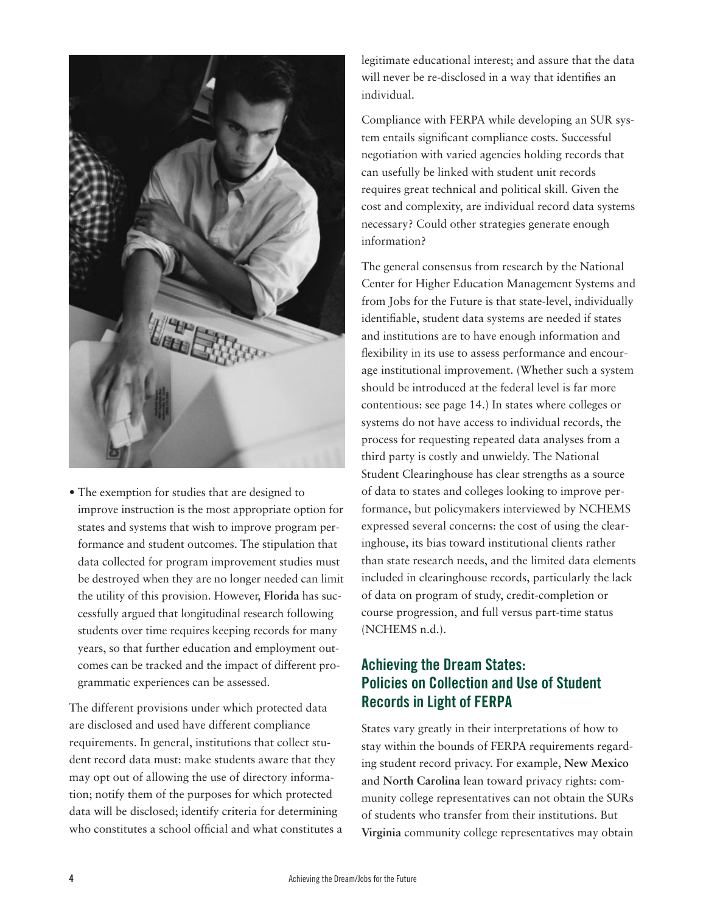- The exemption for studies that are designed to improve instruction is the most appropriate option for states and systems that wish to improve program performance and student outcomes. The stipulation that data collected for program improvement studies must be destroyed when they are no longer needed can limit the utility of this provision. However, **Florida** has successfully argued that longitudinal research following students over time requires keeping records for many years, so that further education and employment outcomes can be tracked and the impact of different programmatic experiences can be assessed.

The different provisions under which protected data are disclosed and used have different compliance requirements. In general, institutions that collect student record data must: make students aware that they may opt out of allowing the use of directory information; notify them of the purposes for which protected data will be disclosed; identify criteria for determining who constitutes a school official and what constitutes a legitimate educational interest; and assure that the data will never be re-disclosed in a way that identifies an individual.

Compliance with FERPA while developing an SUR system entails significant compliance costs. Successful negotiation with varied agencies holding records that can usefully be linked with student unit records requires great technical and political skill. Given the cost and complexity, are individual record data systems necessary? Could other strategies generate enough information?

The general consensus from research by the National Center for Higher Education Management Systems and from Jobs for the Future is that state-level, individually identifiable, student data systems are needed if states and institutions are to have enough information and flexibility in its use to assess performance and encourage institutional improvement. (Whether such a system should be introduced at the federal level is far more contentious: see page 14.) In states where colleges or systems do not have access to individual records, the process for requesting repeated data analyses from a third party is costly and unwieldy. The National Student Clearinghouse has clear strengths as a source of data to states and colleges looking to improve performance, but policymakers interviewed by NCHEMS expressed several concerns: the cost of using the clearinghouse, its bias toward institutional clients rather than state research needs, and the limited data elements included in clearinghouse records, particularly the lack of data on program of study, credit-completion or course progression, and full versus part-time status (NCHEMS n.d.).

## Achieving the Dream States: Policies on Collection and Use of Student Records in Light of FERPA

States vary greatly in their interpretations of how to stay within the bounds of FERPA requirements regarding student record privacy. For example, **New Mexico** and **North Carolina** lean toward privacy rights: community college representatives can not obtain the SURs of students who transfer from their institutions. But **Virginia** community college representatives may obtain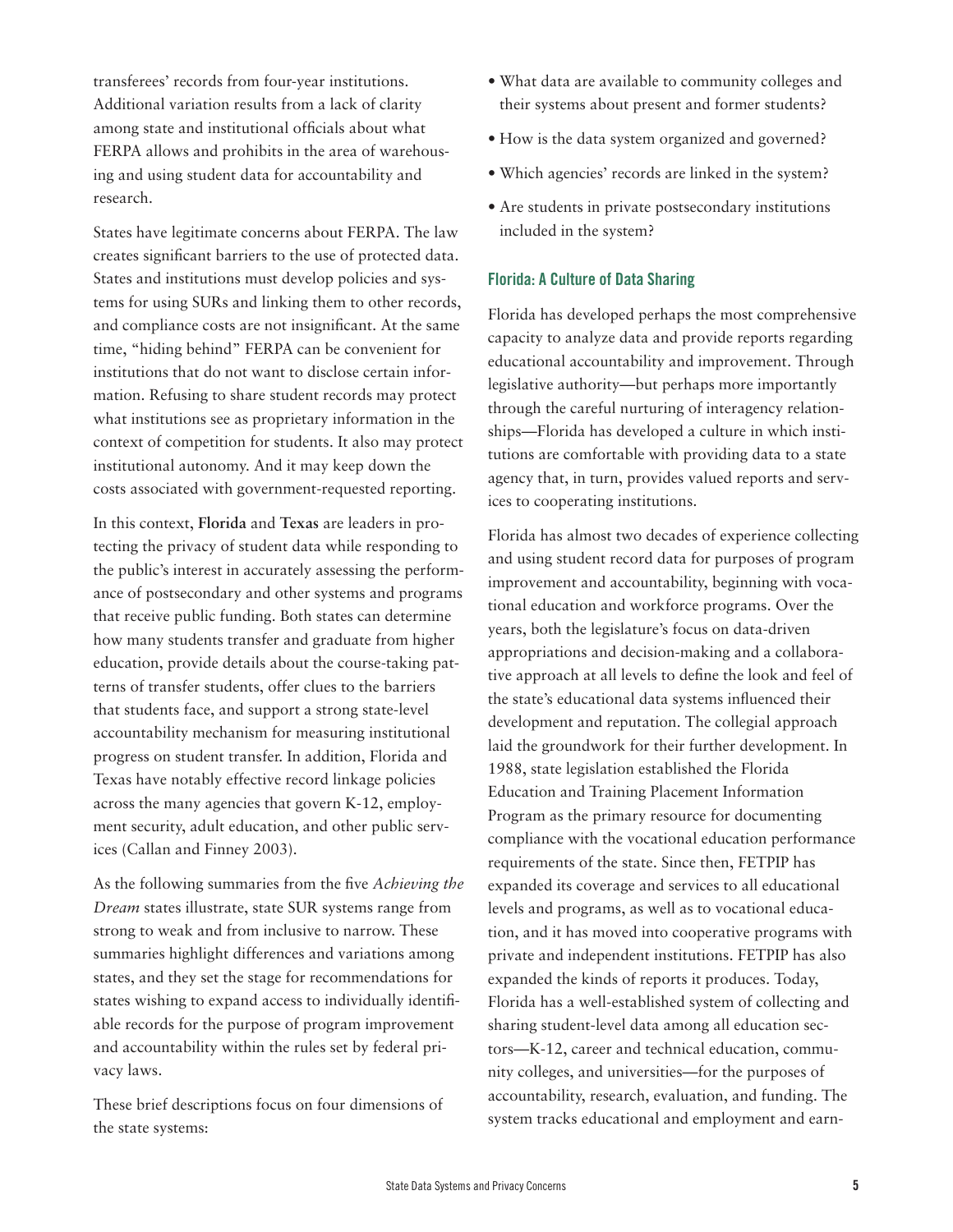transferees' records from four-year institutions. Additional variation results from a lack of clarity among state and institutional officials about what FERPA allows and prohibits in the area of warehousing and using student data for accountability and research.

States have legitimate concerns about FERPA. The law creates significant barriers to the use of protected data. States and institutions must develop policies and systems for using SURs and linking them to other records, and compliance costs are not insignificant. At the same time, "hiding behind" FERPA can be convenient for institutions that do not want to disclose certain information. Refusing to share student records may protect what institutions see as proprietary information in the context of competition for students. It also may protect institutional autonomy. And it may keep down the costs associated with government-requested reporting.

In this context, **Florida** and **Texas** are leaders in protecting the privacy of student data while responding to the public's interest in accurately assessing the performance of postsecondary and other systems and programs that receive public funding. Both states can determine how many students transfer and graduate from higher education, provide details about the course-taking patterns of transfer students, offer clues to the barriers that students face, and support a strong state-level accountability mechanism for measuring institutional progress on student transfer. In addition, Florida and Texas have notably effective record linkage policies across the many agencies that govern K-12, employment security, adult education, and other public services (Callan and Finney 2003).

As the following summaries from the five *Achieving the Dream* states illustrate, state SUR systems range from strong to weak and from inclusive to narrow. These summaries highlight differences and variations among states, and they set the stage for recommendations for states wishing to expand access to individually identifiable records for the purpose of program improvement and accountability within the rules set by federal privacy laws.

These brief descriptions focus on four dimensions of the state systems:

- What data are available to community colleges and their systems about present and former students?
- How is the data system organized and governed?
- Which agencies' records are linked in the system?
- Are students in private postsecondary institutions included in the system?

### Florida: A Culture of Data Sharing

Florida has developed perhaps the most comprehensive capacity to analyze data and provide reports regarding educational accountability and improvement. Through legislative authority—but perhaps more importantly through the careful nurturing of interagency relationships—Florida has developed a culture in which institutions are comfortable with providing data to a state agency that, in turn, provides valued reports and services to cooperating institutions.

Florida has almost two decades of experience collecting and using student record data for purposes of program improvement and accountability, beginning with vocational education and workforce programs. Over the years, both the legislature's focus on data-driven appropriations and decision-making and a collaborative approach at all levels to define the look and feel of the state's educational data systems influenced their development and reputation. The collegial approach laid the groundwork for their further development. In 1988, state legislation established the Florida Education and Training Placement Information Program as the primary resource for documenting compliance with the vocational education performance requirements of the state. Since then, FETPIP has expanded its coverage and services to all educational levels and programs, as well as to vocational education, and it has moved into cooperative programs with private and independent institutions. FETPIP has also expanded the kinds of reports it produces. Today, Florida has a well-established system of collecting and sharing student-level data among all education sectors—K-12, career and technical education, community colleges, and universities—for the purposes of accountability, research, evaluation, and funding. The system tracks educational and employment and earn-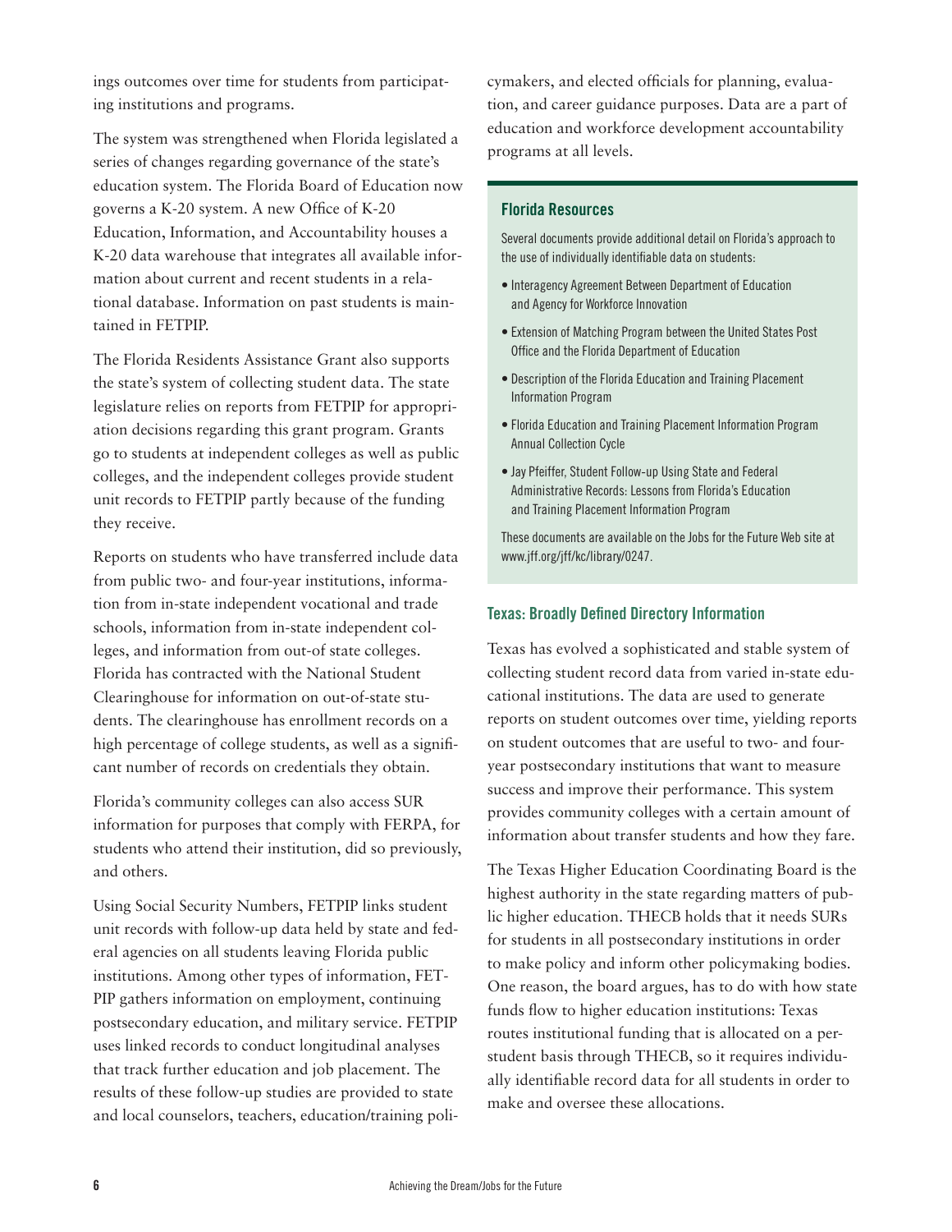ings outcomes over time for students from participating institutions and programs.

The system was strengthened when Florida legislated a series of changes regarding governance of the state's education system. The Florida Board of Education now governs a K-20 system. A new Office of K-20 Education, Information, and Accountability houses a K-20 data warehouse that integrates all available information about current and recent students in a relational database. Information on past students is maintained in FETPIP.

The Florida Residents Assistance Grant also supports the state's system of collecting student data. The state legislature relies on reports from FETPIP for appropriation decisions regarding this grant program. Grants go to students at independent colleges as well as public colleges, and the independent colleges provide student unit records to FETPIP partly because of the funding they receive.

Reports on students who have transferred include data from public two- and four-year institutions, information from in-state independent vocational and trade schools, information from in-state independent colleges, and information from out-of state colleges. Florida has contracted with the National Student Clearinghouse for information on out-of-state students. The clearinghouse has enrollment records on a high percentage of college students, as well as a significant number of records on credentials they obtain.

Florida's community colleges can also access SUR information for purposes that comply with FERPA, for students who attend their institution, did so previously, and others.

Using Social Security Numbers, FETPIP links student unit records with follow-up data held by state and federal agencies on all students leaving Florida public institutions. Among other types of information, FETPIP gathers information on employment, continuing postsecondary education, and military service. FETPIP uses linked records to conduct longitudinal analyses that track further education and job placement. The results of these follow-up studies are provided to state and local counselors, teachers, education/training policymakers, and elected officials for planning, evaluation, and career guidance purposes. Data are a part of education and workforce development accountability programs at all levels.

### Florida Resources

Several documents provide additional detail on Florida's approach to the use of individually identifiable data on students:

- Interagency Agreement Between Department of Education and Agency for Workforce Innovation
- Extension of Matching Program between the United States Post Office and the Florida Department of Education
- Description of the Florida Education and Training Placement Information Program
- Florida Education and Training Placement Information Program Annual Collection Cycle
- Jay Pfeiffer, Student Follow-up Using State and Federal Administrative Records: Lessons from Florida's Education and Training Placement Information Program

These documents are available on the Jobs for the Future Web site at www.jff.org/jff/kc/library/0247.

### Texas: Broadly Defined Directory Information

Texas has evolved a sophisticated and stable system of collecting student record data from varied in-state educational institutions. The data are used to generate reports on student outcomes over time, yielding reports on student outcomes that are useful to two- and four-year postsecondary institutions that want to measure success and improve their performance. This system provides community colleges with a certain amount of information about transfer students and how they fare.

The Texas Higher Education Coordinating Board is the highest authority in the state regarding matters of public higher education. THECB holds that it needs SURs for students in all postsecondary institutions in order to make policy and inform other policymaking bodies. One reason, the board argues, has to do with how state funds flow to higher education institutions: Texas routes institutional funding that is allocated on a per-student basis through THECB, so it requires individually identifiable record data for all students in order to make and oversee these allocations.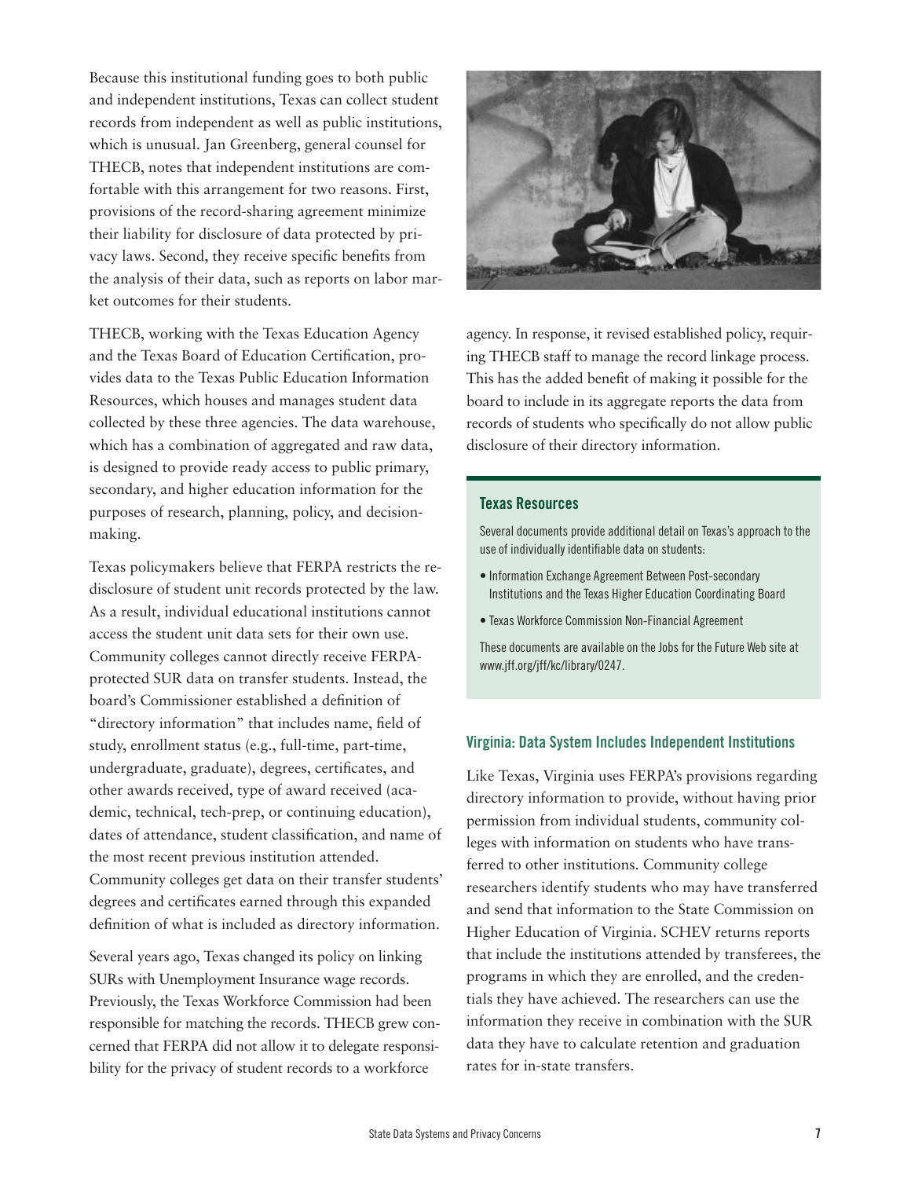Because this institutional funding goes to both public and independent institutions, Texas can collect student records from independent as well as public institutions, which is unusual. Jan Greenberg, general counsel for THECB, notes that independent institutions are comfortable with this arrangement for two reasons. First, provisions of the record-sharing agreement minimize their liability for disclosure of data protected by privacy laws. Second, they receive specific benefits from the analysis of their data, such as reports on labor market outcomes for their students.

THECB, working with the Texas Education Agency and the Texas Board of Education Certification, provides data to the Texas Public Education Information Resources, which houses and manages student data collected by these three agencies. The data warehouse, which has a combination of aggregated and raw data, is designed to provide ready access to public primary, secondary, and higher education information for the purposes of research, planning, policy, and decision-making.

Texas policymakers believe that FERPA restricts the re-disclosure of student unit records protected by the law. As a result, individual educational institutions cannot access the student unit data sets for their own use. Community colleges cannot directly receive FERPA-protected SUR data on transfer students. Instead, the board's Commissioner established a definition of "directory information" that includes name, field of study, enrollment status (e.g., full-time, part-time, undergraduate, graduate), degrees, certificates, and other awards received, type of award received (academic, technical, tech-prep, or continuing education), dates of attendance, student classification, and name of the most recent previous institution attended. Community colleges get data on their transfer students' degrees and certificates earned through this expanded definition of what is included as directory information.

Several years ago, Texas changed its policy on linking SURs with Unemployment Insurance wage records. Previously, the Texas Workforce Commission had been responsible for matching the records. THECB grew concerned that FERPA did not allow it to delegate responsibility for the privacy of student records to a workforce agency. In response, it revised established policy, requiring THECB staff to manage the record linkage process. This has the added benefit of making it possible for the board to include in its aggregate reports the data from records of students who specifically do not allow public disclosure of their directory information.

### Texas Resources

Several documents provide additional detail on Texas's approach to the use of individually identifiable data on students:

- Information Exchange Agreement Between Post-secondary Institutions and the Texas Higher Education Coordinating Board
- Texas Workforce Commission Non-Financial Agreement

These documents are available on the Jobs for the Future Web site at www.jff.org/jff/kc/library/0247.

### Virginia: Data System Includes Independent Institutions

Like Texas, Virginia uses FERPA's provisions regarding directory information to provide, without having prior permission from individual students, community colleges with information on students who have transferred to other institutions. Community college researchers identify students who may have transferred and send that information to the State Commission on Higher Education of Virginia. SCHEV returns reports that include the institutions attended by transferees, the programs in which they are enrolled, and the credentials they have achieved. The researchers can use the information they receive in combination with the SUR data they have to calculate retention and graduation rates for in-state transfers.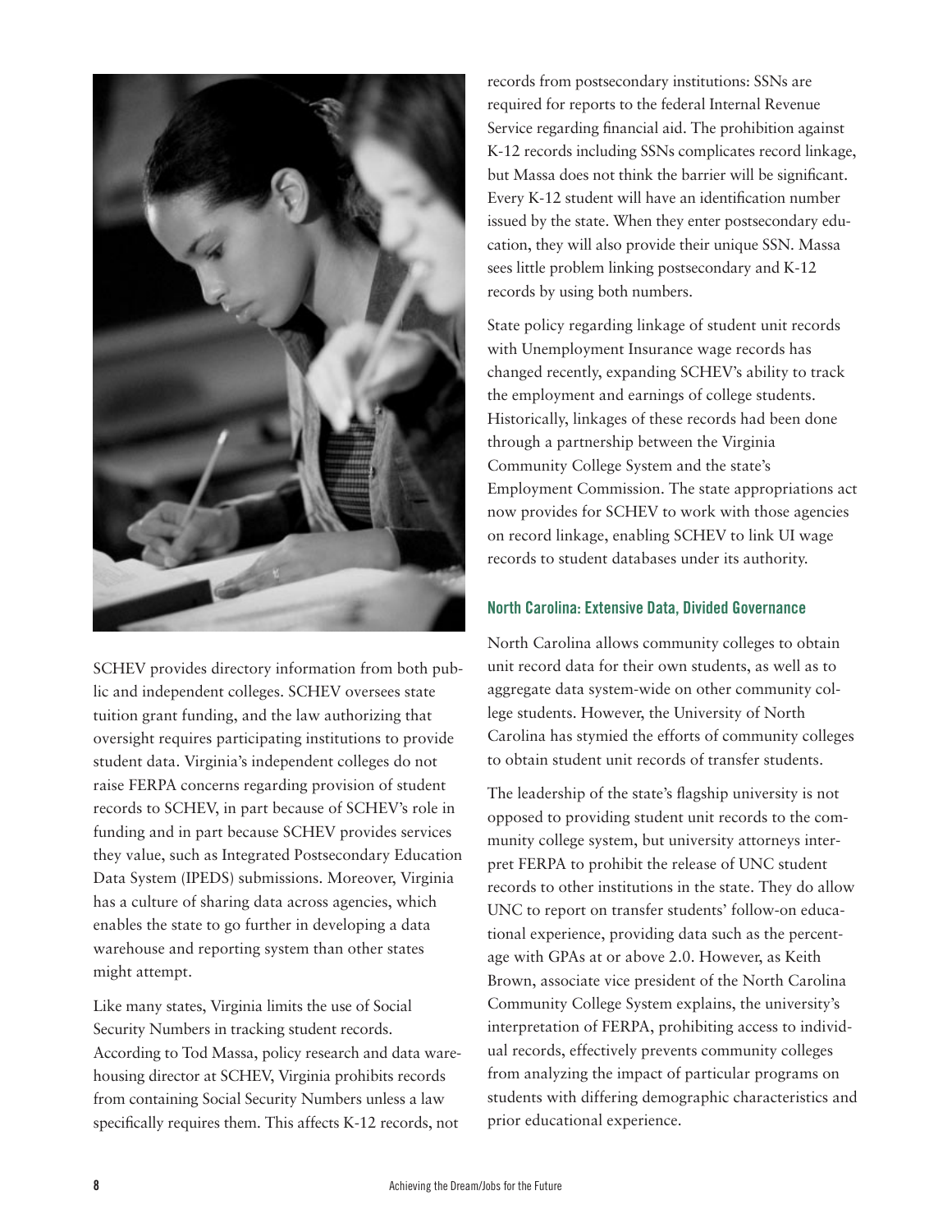SCHEV provides directory information from both public and independent colleges. SCHEV oversees state tuition grant funding, and the law authorizing that oversight requires participating institutions to provide student data. Virginia's independent colleges do not raise FERPA concerns regarding provision of student records to SCHEV, in part because of SCHEV's role in funding and in part because SCHEV provides services they value, such as Integrated Postsecondary Education Data System (IPEDS) submissions. Moreover, Virginia has a culture of sharing data across agencies, which enables the state to go further in developing a data warehouse and reporting system than other states might attempt.

Like many states, Virginia limits the use of Social Security Numbers in tracking student records. According to Tod Massa, policy research and data warehousing director at SCHEV, Virginia prohibits records from containing Social Security Numbers unless a law specifically requires them. This affects K-12 records, not records from postsecondary institutions: SSNs are required for reports to the federal Internal Revenue Service regarding financial aid. The prohibition against K-12 records including SSNs complicates record linkage, but Massa does not think the barrier will be significant. Every K-12 student will have an identification number issued by the state. When they enter postsecondary education, they will also provide their unique SSN. Massa sees little problem linking postsecondary and K-12 records by using both numbers.

State policy regarding linkage of student unit records with Unemployment Insurance wage records has changed recently, expanding SCHEV's ability to track the employment and earnings of college students. Historically, linkages of these records had been done through a partnership between the Virginia Community College System and the state's Employment Commission. The state appropriations act now provides for SCHEV to work with those agencies on record linkage, enabling SCHEV to link UI wage records to student databases under its authority.

### North Carolina: Extensive Data, Divided Governance

North Carolina allows community colleges to obtain unit record data for their own students, as well as to aggregate data system-wide on other community college students. However, the University of North Carolina has stymied the efforts of community colleges to obtain student unit records of transfer students.

The leadership of the state's flagship university is not opposed to providing student unit records to the community college system, but university attorneys interpret FERPA to prohibit the release of UNC student records to other institutions in the state. They do allow UNC to report on transfer students' follow-on educational experience, providing data such as the percentage with GPAs at or above 2.0. However, as Keith Brown, associate vice president of the North Carolina Community College System explains, the university's interpretation of FERPA, prohibiting access to individual records, effectively prevents community colleges from analyzing the impact of particular programs on students with differing demographic characteristics and prior educational experience.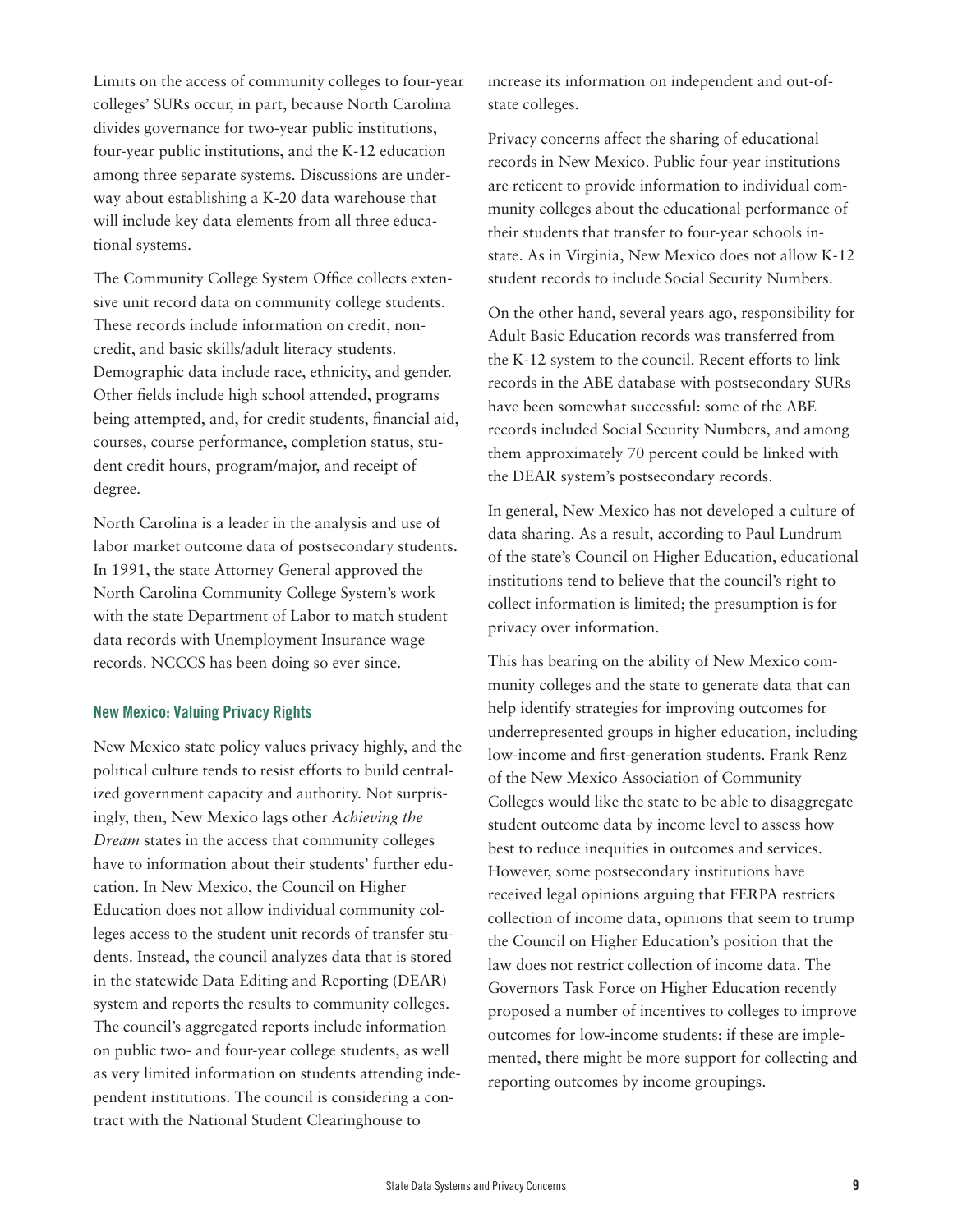Limits on the access of community colleges to four-year colleges' SURs occur, in part, because North Carolina divides governance for two-year public institutions, four-year public institutions, and the K-12 education among three separate systems. Discussions are underway about establishing a K-20 data warehouse that will include key data elements from all three educational systems.

The Community College System Office collects extensive unit record data on community college students. These records include information on credit, noncredit, and basic skills/adult literacy students. Demographic data include race, ethnicity, and gender. Other fields include high school attended, programs being attempted, and, for credit students, financial aid, courses, course performance, completion status, student credit hours, program/major, and receipt of degree.

North Carolina is a leader in the analysis and use of labor market outcome data of postsecondary students. In 1991, the state Attorney General approved the North Carolina Community College System's work with the state Department of Labor to match student data records with Unemployment Insurance wage records. NCCCS has been doing so ever since.

### New Mexico: Valuing Privacy Rights

New Mexico state policy values privacy highly, and the political culture tends to resist efforts to build centralized government capacity and authority. Not surprisingly, then, New Mexico lags other *Achieving the Dream* states in the access that community colleges have to information about their students' further education. In New Mexico, the Council on Higher Education does not allow individual community colleges access to the student unit records of transfer students. Instead, the council analyzes data that is stored in the statewide Data Editing and Reporting (DEAR) system and reports the results to community colleges. The council's aggregated reports include information on public two- and four-year college students, as well as very limited information on students attending independent institutions. The council is considering a contract with the National Student Clearinghouse to increase its information on independent and out-of-state colleges.

Privacy concerns affect the sharing of educational records in New Mexico. Public four-year institutions are reticent to provide information to individual community colleges about the educational performance of their students that transfer to four-year schools in-state. As in Virginia, New Mexico does not allow K-12 student records to include Social Security Numbers.

On the other hand, several years ago, responsibility for Adult Basic Education records was transferred from the K-12 system to the council. Recent efforts to link records in the ABE database with postsecondary SURs have been somewhat successful: some of the ABE records included Social Security Numbers, and among them approximately 70 percent could be linked with the DEAR system's postsecondary records.

In general, New Mexico has not developed a culture of data sharing. As a result, according to Paul Lundrum of the state's Council on Higher Education, educational institutions tend to believe that the council's right to collect information is limited; the presumption is for privacy over information.

This has bearing on the ability of New Mexico community colleges and the state to generate data that can help identify strategies for improving outcomes for underrepresented groups in higher education, including low-income and first-generation students. Frank Renz of the New Mexico Association of Community Colleges would like the state to be able to disaggregate student outcome data by income level to assess how best to reduce inequities in outcomes and services. However, some postsecondary institutions have received legal opinions arguing that FERPA restricts collection of income data, opinions that seem to trump the Council on Higher Education's position that the law does not restrict collection of income data. The Governors Task Force on Higher Education recently proposed a number of incentives to colleges to improve outcomes for low-income students: if these are implemented, there might be more support for collecting and reporting outcomes by income groupings.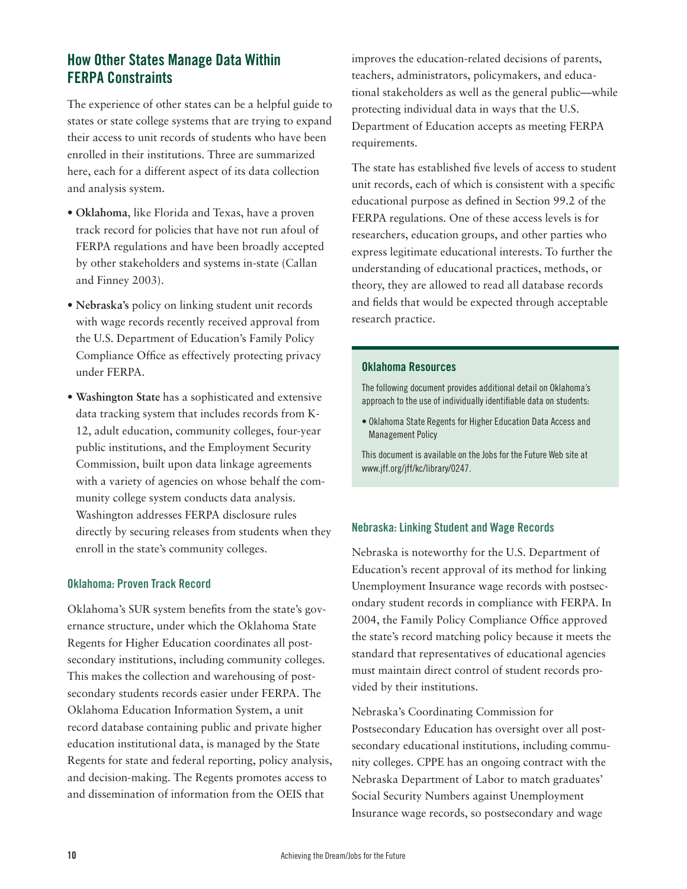## How Other States Manage Data Within FERPA Constraints

The experience of other states can be a helpful guide to states or state college systems that are trying to expand their access to unit records of students who have been enrolled in their institutions. Three are summarized here, each for a different aspect of its data collection and analysis system.

- **Oklahoma**, like Florida and Texas, have a proven track record for policies that have not run afoul of FERPA regulations and have been broadly accepted by other stakeholders and systems in-state (Callan and Finney 2003).
- **Nebraska's** policy on linking student unit records with wage records recently received approval from the U.S. Department of Education's Family Policy Compliance Office as effectively protecting privacy under FERPA.
- **Washington State** has a sophisticated and extensive data tracking system that includes records from K-12, adult education, community colleges, four-year public institutions, and the Employment Security Commission, built upon data linkage agreements with a variety of agencies on whose behalf the community college system conducts data analysis. Washington addresses FERPA disclosure rules directly by securing releases from students when they enroll in the state's community colleges.

### Oklahoma: Proven Track Record

Oklahoma's SUR system benefits from the state's governance structure, under which the Oklahoma State Regents for Higher Education coordinates all postsecondary institutions, including community colleges. This makes the collection and warehousing of postsecondary students records easier under FERPA. The Oklahoma Education Information System, a unit record database containing public and private higher education institutional data, is managed by the State Regents for state and federal reporting, policy analysis, and decision-making. The Regents promotes access to and dissemination of information from the OEIS that improves the education-related decisions of parents, teachers, administrators, policymakers, and educational stakeholders as well as the general public—while protecting individual data in ways that the U.S. Department of Education accepts as meeting FERPA requirements.

The state has established five levels of access to student unit records, each of which is consistent with a specific educational purpose as defined in Section 99.2 of the FERPA regulations. One of these access levels is for researchers, education groups, and other parties who express legitimate educational interests. To further the understanding of educational practices, methods, or theory, they are allowed to read all database records and fields that would be expected through acceptable research practice.

#### Oklahoma Resources

The following document provides additional detail on Oklahoma's approach to the use of individually identifiable data on students:

- Oklahoma State Regents for Higher Education Data Access and Management Policy

This document is available on the Jobs for the Future Web site at www.jff.org/jff/kc/library/0247.

### Nebraska: Linking Student and Wage Records

Nebraska is noteworthy for the U.S. Department of Education's recent approval of its method for linking Unemployment Insurance wage records with postsecondary student records in compliance with FERPA. In 2004, the Family Policy Compliance Office approved the state's record matching policy because it meets the standard that representatives of educational agencies must maintain direct control of student records provided by their institutions.

Nebraska's Coordinating Commission for Postsecondary Education has oversight over all postsecondary educational institutions, including community colleges. CPPE has an ongoing contract with the Nebraska Department of Labor to match graduates' Social Security Numbers against Unemployment Insurance wage records, so postsecondary and wage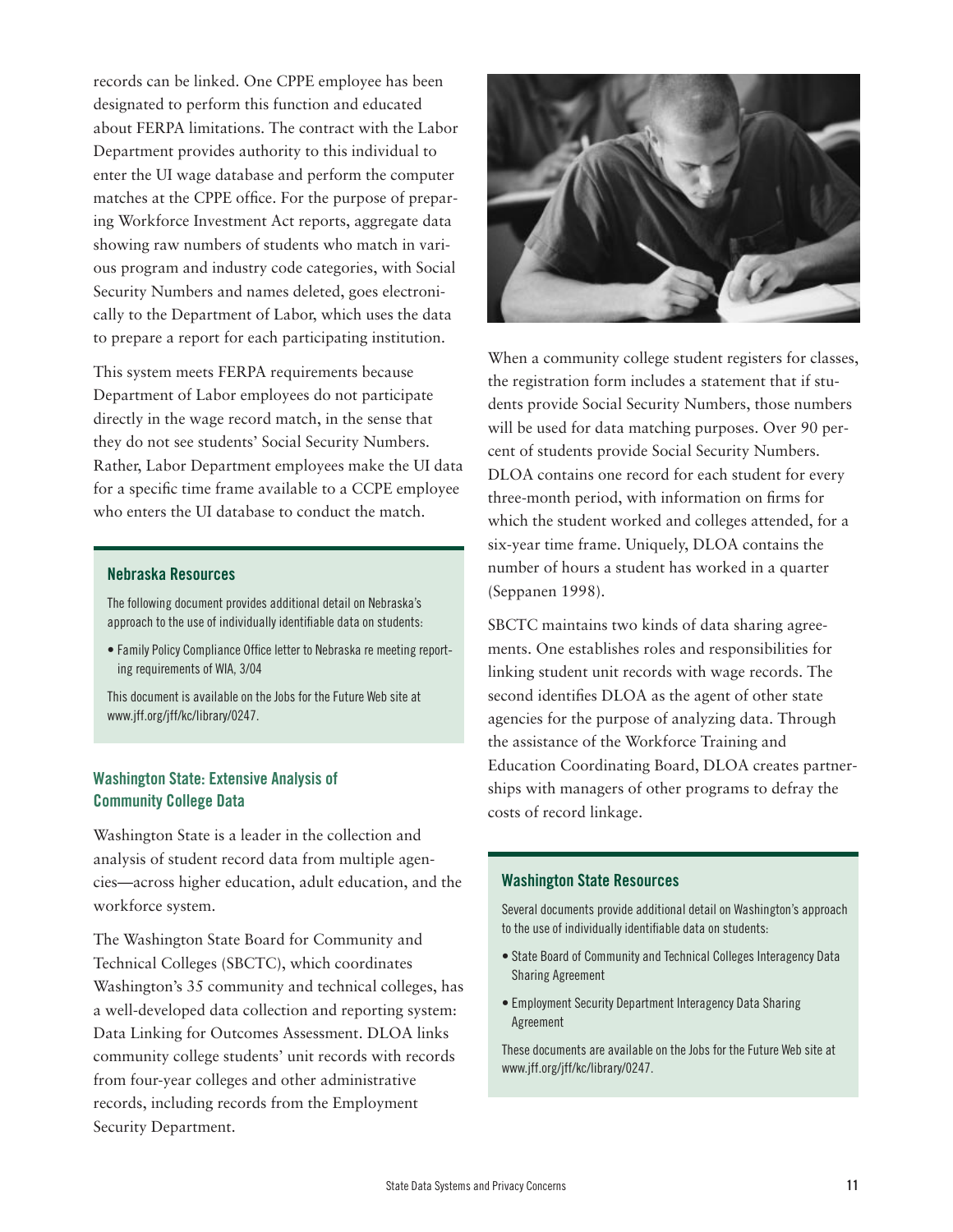records can be linked. One CPPE employee has been designated to perform this function and educated about FERPA limitations. The contract with the Labor Department provides authority to this individual to enter the UI wage database and perform the computer matches at the CPPE office. For the purpose of preparing Workforce Investment Act reports, aggregate data showing raw numbers of students who match in various program and industry code categories, with Social Security Numbers and names deleted, goes electronically to the Department of Labor, which uses the data to prepare a report for each participating institution.

This system meets FERPA requirements because Department of Labor employees do not participate directly in the wage record match, in the sense that they do not see students' Social Security Numbers. Rather, Labor Department employees make the UI data for a specific time frame available to a CCPE employee who enters the UI database to conduct the match.

### Nebraska Resources

The following document provides additional detail on Nebraska's approach to the use of individually identifiable data on students:

- Family Policy Compliance Office letter to Nebraska re meeting reporting requirements of WIA, 3/04

This document is available on the Jobs for the Future Web site at www.jff.org/jff/kc/library/0247.

## Washington State: Extensive Analysis of Community College Data

Washington State is a leader in the collection and analysis of student record data from multiple agencies—across higher education, adult education, and the workforce system.

The Washington State Board for Community and Technical Colleges (SBCTC), which coordinates Washington's 35 community and technical colleges, has a well-developed data collection and reporting system: Data Linking for Outcomes Assessment. DLOA links community college students' unit records with records from four-year colleges and other administrative records, including records from the Employment Security Department.

When a community college student registers for classes, the registration form includes a statement that if students provide Social Security Numbers, those numbers will be used for data matching purposes. Over 90 percent of students provide Social Security Numbers. DLOA contains one record for each student for every three-month period, with information on firms for which the student worked and colleges attended, for a six-year time frame. Uniquely, DLOA contains the number of hours a student has worked in a quarter (Seppanen 1998).

SBCTC maintains two kinds of data sharing agreements. One establishes roles and responsibilities for linking student unit records with wage records. The second identifies DLOA as the agent of other state agencies for the purpose of analyzing data. Through the assistance of the Workforce Training and Education Coordinating Board, DLOA creates partnerships with managers of other programs to defray the costs of record linkage.

### Washington State Resources

Several documents provide additional detail on Washington's approach to the use of individually identifiable data on students:

- State Board of Community and Technical Colleges Interagency Data Sharing Agreement
- Employment Security Department Interagency Data Sharing Agreement

These documents are available on the Jobs for the Future Web site at www.jff.org/jff/kc/library/0247.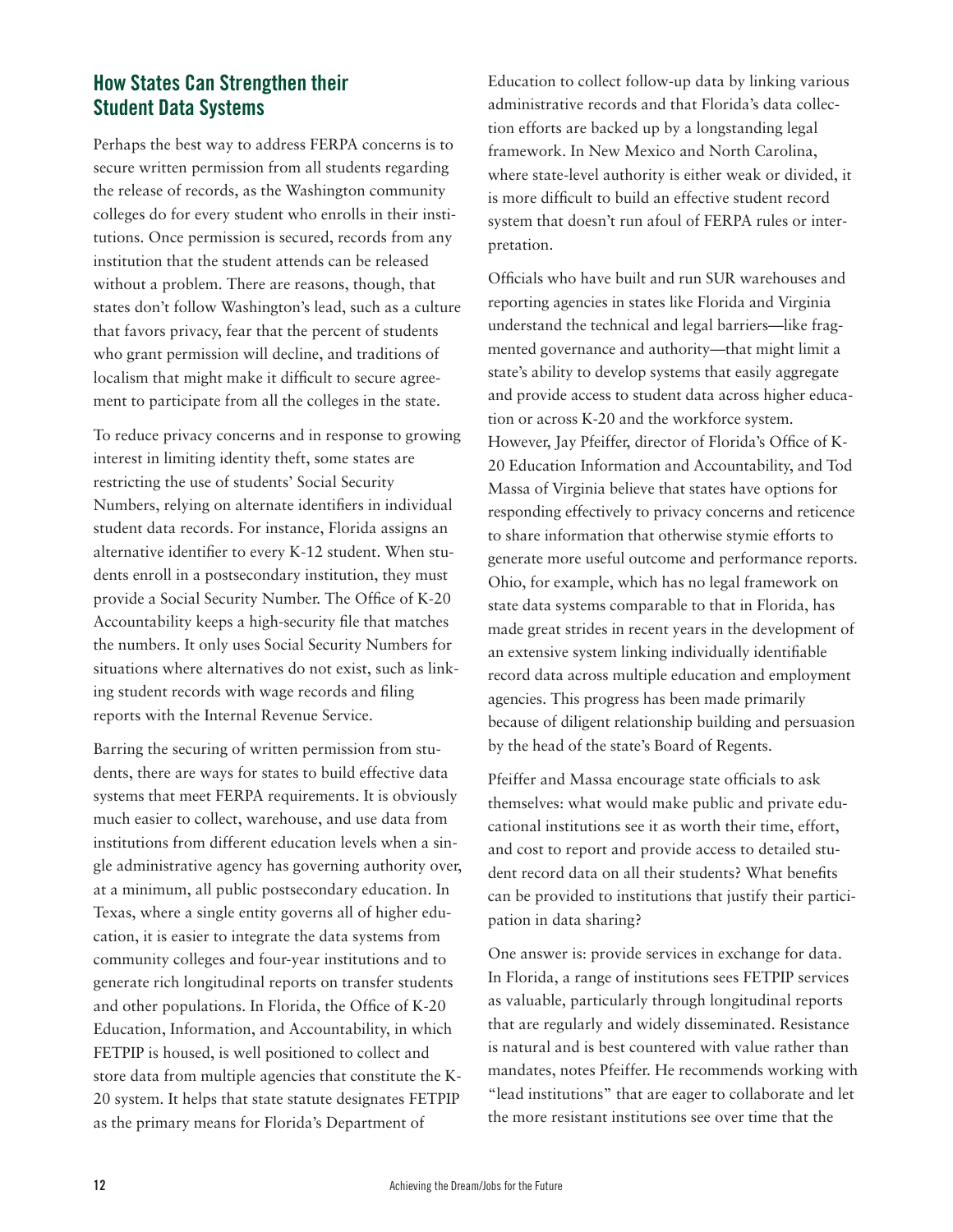## How States Can Strengthen their Student Data Systems

Perhaps the best way to address FERPA concerns is to secure written permission from all students regarding the release of records, as the Washington community colleges do for every student who enrolls in their institutions. Once permission is secured, records from any institution that the student attends can be released without a problem. There are reasons, though, that states don't follow Washington's lead, such as a culture that favors privacy, fear that the percent of students who grant permission will decline, and traditions of localism that might make it difficult to secure agreement to participate from all the colleges in the state.

To reduce privacy concerns and in response to growing interest in limiting identity theft, some states are restricting the use of students' Social Security Numbers, relying on alternate identifiers in individual student data records. For instance, Florida assigns an alternative identifier to every K-12 student. When students enroll in a postsecondary institution, they must provide a Social Security Number. The Office of K-20 Accountability keeps a high-security file that matches the numbers. It only uses Social Security Numbers for situations where alternatives do not exist, such as linking student records with wage records and filing reports with the Internal Revenue Service.

Barring the securing of written permission from students, there are ways for states to build effective data systems that meet FERPA requirements. It is obviously much easier to collect, warehouse, and use data from institutions from different education levels when a single administrative agency has governing authority over, at a minimum, all public postsecondary education. In Texas, where a single entity governs all of higher education, it is easier to integrate the data systems from community colleges and four-year institutions and to generate rich longitudinal reports on transfer students and other populations. In Florida, the Office of K-20 Education, Information, and Accountability, in which FETPIP is housed, is well positioned to collect and store data from multiple agencies that constitute the K-20 system. It helps that state statute designates FETPIP as the primary means for Florida's Department of Education to collect follow-up data by linking various administrative records and that Florida's data collection efforts are backed up by a longstanding legal framework. In New Mexico and North Carolina, where state-level authority is either weak or divided, it is more difficult to build an effective student record system that doesn't run afoul of FERPA rules or interpretation.

Officials who have built and run SUR warehouses and reporting agencies in states like Florida and Virginia understand the technical and legal barriers—like fragmented governance and authority—that might limit a state's ability to develop systems that easily aggregate and provide access to student data across higher education or across K-20 and the workforce system. However, Jay Pfeiffer, director of Florida's Office of K-20 Education Information and Accountability, and Tod Massa of Virginia believe that states have options for responding effectively to privacy concerns and reticence to share information that otherwise stymie efforts to generate more useful outcome and performance reports. Ohio, for example, which has no legal framework on state data systems comparable to that in Florida, has made great strides in recent years in the development of an extensive system linking individually identifiable record data across multiple education and employment agencies. This progress has been made primarily because of diligent relationship building and persuasion by the head of the state's Board of Regents.

Pfeiffer and Massa encourage state officials to ask themselves: what would make public and private educational institutions see it as worth their time, effort, and cost to report and provide access to detailed student record data on all their students? What benefits can be provided to institutions that justify their participation in data sharing?

One answer is: provide services in exchange for data. In Florida, a range of institutions sees FETPIP services as valuable, particularly through longitudinal reports that are regularly and widely disseminated. Resistance is natural and is best countered with value rather than mandates, notes Pfeiffer. He recommends working with "lead institutions" that are eager to collaborate and let the more resistant institutions see over time that the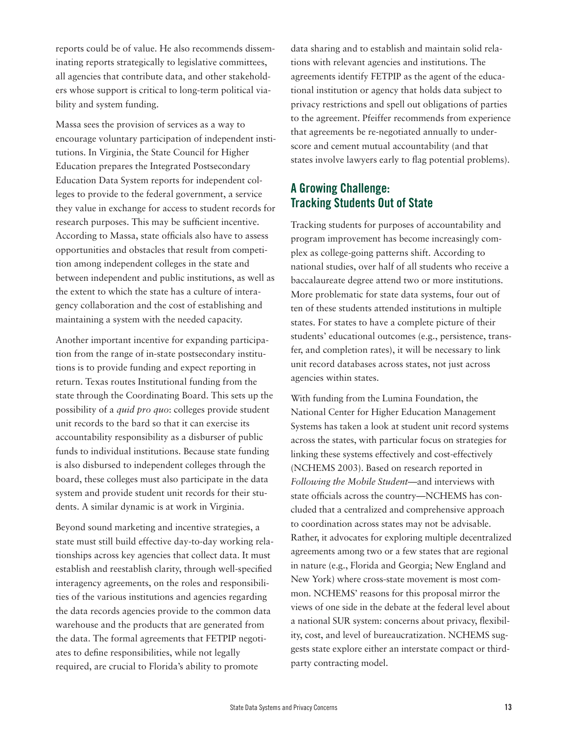reports could be of value. He also recommends disseminating reports strategically to legislative committees, all agencies that contribute data, and other stakeholders whose support is critical to long-term political viability and system funding.

Massa sees the provision of services as a way to encourage voluntary participation of independent institutions. In Virginia, the State Council for Higher Education prepares the Integrated Postsecondary Education Data System reports for independent colleges to provide to the federal government, a service they value in exchange for access to student records for research purposes. This may be sufficient incentive. According to Massa, state officials also have to assess opportunities and obstacles that result from competition among independent colleges in the state and between independent and public institutions, as well as the extent to which the state has a culture of interagency collaboration and the cost of establishing and maintaining a system with the needed capacity.

Another important incentive for expanding participation from the range of in-state postsecondary institutions is to provide funding and expect reporting in return. Texas routes Institutional funding from the state through the Coordinating Board. This sets up the possibility of a *quid pro quo*: colleges provide student unit records to the bard so that it can exercise its accountability responsibility as a disburser of public funds to individual institutions. Because state funding is also disbursed to independent colleges through the board, these colleges must also participate in the data system and provide student unit records for their students. A similar dynamic is at work in Virginia.

Beyond sound marketing and incentive strategies, a state must still build effective day-to-day working relationships across key agencies that collect data. It must establish and reestablish clarity, through well-specified interagency agreements, on the roles and responsibilities of the various institutions and agencies regarding the data records agencies provide to the common data warehouse and the products that are generated from the data. The formal agreements that FETPIP negotiates to define responsibilities, while not legally required, are crucial to Florida's ability to promote data sharing and to establish and maintain solid relations with relevant agencies and institutions. The agreements identify FETPIP as the agent of the educational institution or agency that holds data subject to privacy restrictions and spell out obligations of parties to the agreement. Pfeiffer recommends from experience that agreements be re-negotiated annually to underscore and cement mutual accountability (and that states involve lawyers early to flag potential problems).

## A Growing Challenge: Tracking Students Out of State

Tracking students for purposes of accountability and program improvement has become increasingly complex as college-going patterns shift. According to national studies, over half of all students who receive a baccalaureate degree attend two or more institutions. More problematic for state data systems, four out of ten of these students attended institutions in multiple states. For states to have a complete picture of their students' educational outcomes (e.g., persistence, transfer, and completion rates), it will be necessary to link unit record databases across states, not just across agencies within states.

With funding from the Lumina Foundation, the National Center for Higher Education Management Systems has taken a look at student unit record systems across the states, with particular focus on strategies for linking these systems effectively and cost-effectively (NCHEMS 2003). Based on research reported in *Following the Mobile Student*—and interviews with state officials across the country—NCHEMS has concluded that a centralized and comprehensive approach to coordination across states may not be advisable. Rather, it advocates for exploring multiple decentralized agreements among two or a few states that are regional in nature (e.g., Florida and Georgia; New England and New York) where cross-state movement is most common. NCHEMS' reasons for this proposal mirror the views of one side in the debate at the federal level about a national SUR system: concerns about privacy, flexibility, cost, and level of bureaucratization. NCHEMS suggests state explore either an interstate compact or third-party contracting model.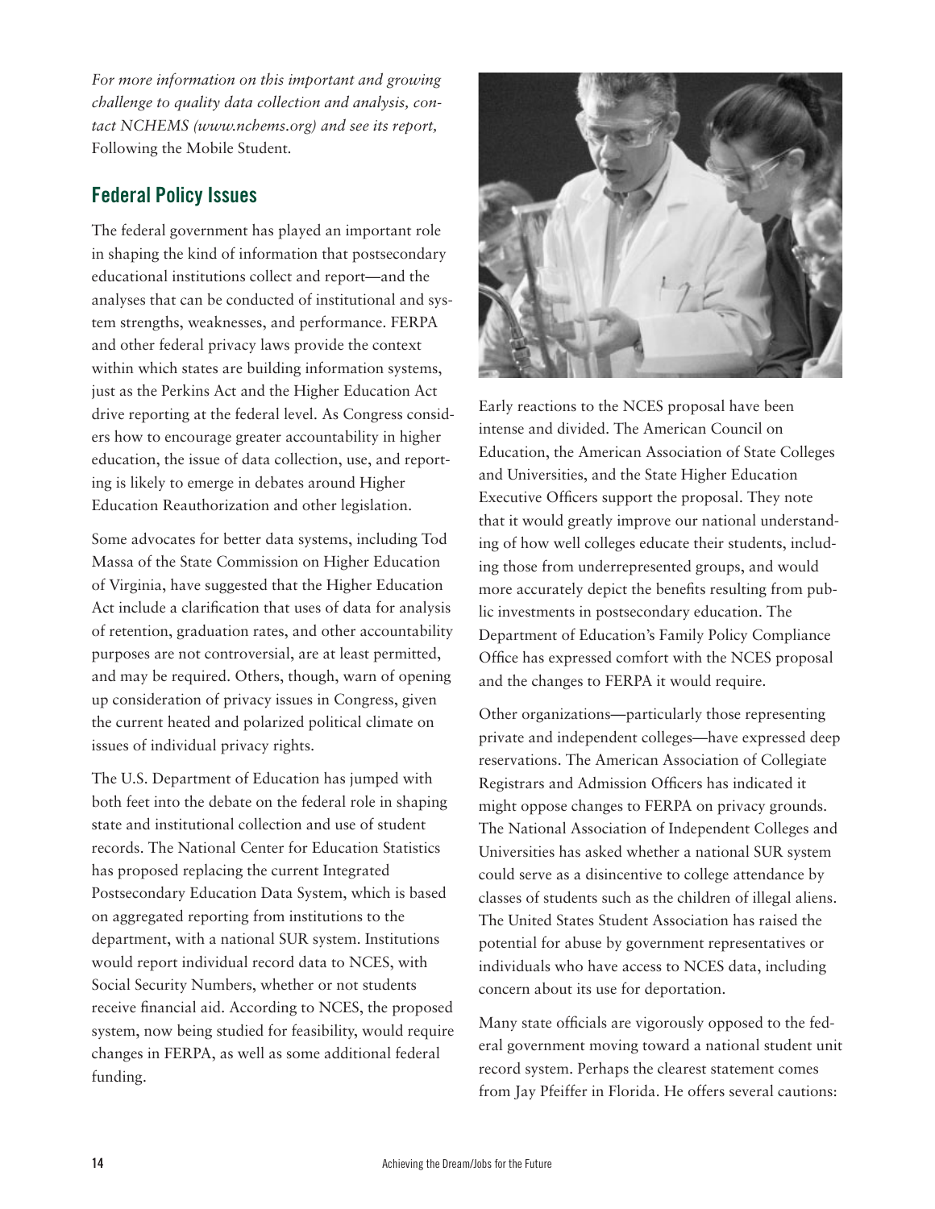*For more information on this important and growing challenge to quality data collection and analysis, contact NCHEMS (www.nchems.org) and see its report,* Following the Mobile Student.

## Federal Policy Issues

The federal government has played an important role in shaping the kind of information that postsecondary educational institutions collect and report—and the analyses that can be conducted of institutional and system strengths, weaknesses, and performance. FERPA and other federal privacy laws provide the context within which states are building information systems, just as the Perkins Act and the Higher Education Act drive reporting at the federal level. As Congress considers how to encourage greater accountability in higher education, the issue of data collection, use, and reporting is likely to emerge in debates around Higher Education Reauthorization and other legislation.

Some advocates for better data systems, including Tod Massa of the State Commission on Higher Education of Virginia, have suggested that the Higher Education Act include a clarification that uses of data for analysis of retention, graduation rates, and other accountability purposes are not controversial, are at least permitted, and may be required. Others, though, warn of opening up consideration of privacy issues in Congress, given the current heated and polarized political climate on issues of individual privacy rights.

The U.S. Department of Education has jumped with both feet into the debate on the federal role in shaping state and institutional collection and use of student records. The National Center for Education Statistics has proposed replacing the current Integrated Postsecondary Education Data System, which is based on aggregated reporting from institutions to the department, with a national SUR system. Institutions would report individual record data to NCES, with Social Security Numbers, whether or not students receive financial aid. According to NCES, the proposed system, now being studied for feasibility, would require changes in FERPA, as well as some additional federal funding.

Early reactions to the NCES proposal have been intense and divided. The American Council on Education, the American Association of State Colleges and Universities, and the State Higher Education Executive Officers support the proposal. They note that it would greatly improve our national understanding of how well colleges educate their students, including those from underrepresented groups, and would more accurately depict the benefits resulting from public investments in postsecondary education. The Department of Education's Family Policy Compliance Office has expressed comfort with the NCES proposal and the changes to FERPA it would require.

Other organizations—particularly those representing private and independent colleges—have expressed deep reservations. The American Association of Collegiate Registrars and Admission Officers has indicated it might oppose changes to FERPA on privacy grounds. The National Association of Independent Colleges and Universities has asked whether a national SUR system could serve as a disincentive to college attendance by classes of students such as the children of illegal aliens. The United States Student Association has raised the potential for abuse by government representatives or individuals who have access to NCES data, including concern about its use for deportation.

Many state officials are vigorously opposed to the federal government moving toward a national student unit record system. Perhaps the clearest statement comes from Jay Pfeiffer in Florida. He offers several cautions: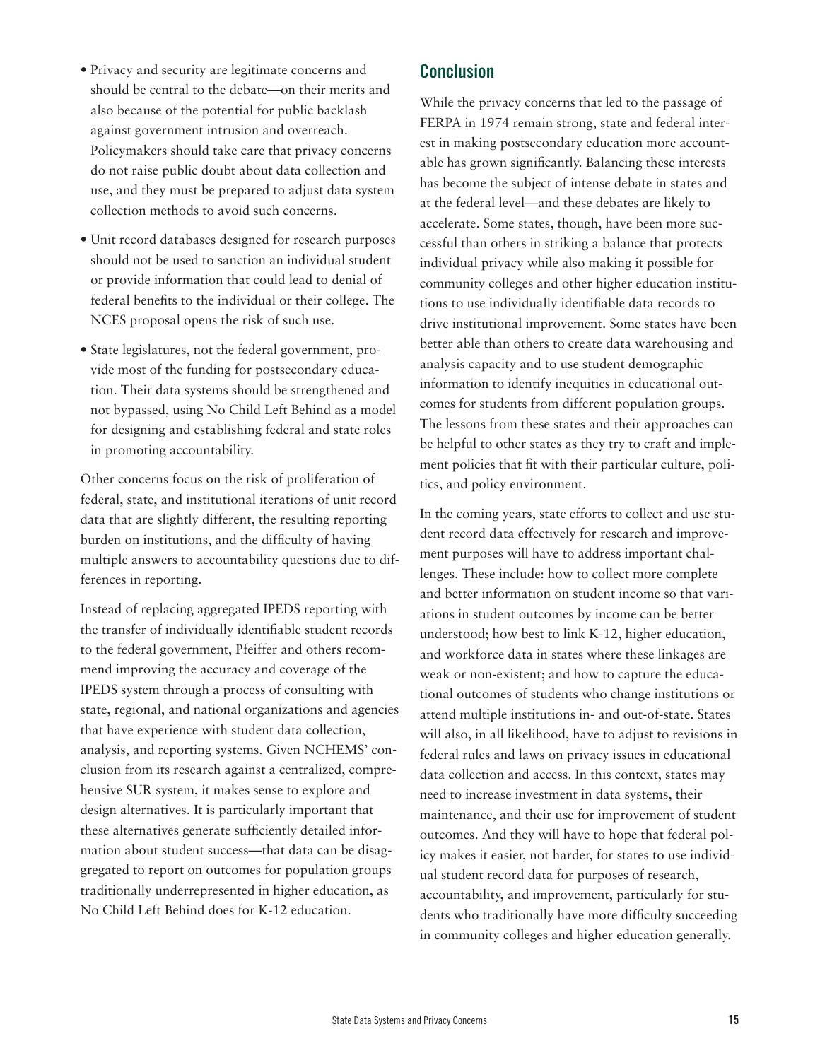- Privacy and security are legitimate concerns and should be central to the debate—on their merits and also because of the potential for public backlash against government intrusion and overreach. Policymakers should take care that privacy concerns do not raise public doubt about data collection and use, and they must be prepared to adjust data system collection methods to avoid such concerns.
- Unit record databases designed for research purposes should not be used to sanction an individual student or provide information that could lead to denial of federal benefits to the individual or their college. The NCES proposal opens the risk of such use.
- State legislatures, not the federal government, provide most of the funding for postsecondary education. Their data systems should be strengthened and not bypassed, using No Child Left Behind as a model for designing and establishing federal and state roles in promoting accountability.

Other concerns focus on the risk of proliferation of federal, state, and institutional iterations of unit record data that are slightly different, the resulting reporting burden on institutions, and the difficulty of having multiple answers to accountability questions due to differences in reporting.

Instead of replacing aggregated IPEDS reporting with the transfer of individually identifiable student records to the federal government, Pfeiffer and others recommend improving the accuracy and coverage of the IPEDS system through a process of consulting with state, regional, and national organizations and agencies that have experience with student data collection, analysis, and reporting systems. Given NCHEMS' conclusion from its research against a centralized, comprehensive SUR system, it makes sense to explore and design alternatives. It is particularly important that these alternatives generate sufficiently detailed information about student success—that data can be disaggregated to report on outcomes for population groups traditionally underrepresented in higher education, as No Child Left Behind does for K-12 education.

## Conclusion

While the privacy concerns that led to the passage of FERPA in 1974 remain strong, state and federal interest in making postsecondary education more accountable has grown significantly. Balancing these interests has become the subject of intense debate in states and at the federal level—and these debates are likely to accelerate. Some states, though, have been more successful than others in striking a balance that protects individual privacy while also making it possible for community colleges and other higher education institutions to use individually identifiable data records to drive institutional improvement. Some states have been better able than others to create data warehousing and analysis capacity and to use student demographic information to identify inequities in educational outcomes for students from different population groups. The lessons from these states and their approaches can be helpful to other states as they try to craft and implement policies that fit with their particular culture, politics, and policy environment.

In the coming years, state efforts to collect and use student record data effectively for research and improvement purposes will have to address important challenges. These include: how to collect more complete and better information on student income so that variations in student outcomes by income can be better understood; how best to link K-12, higher education, and workforce data in states where these linkages are weak or non-existent; and how to capture the educational outcomes of students who change institutions or attend multiple institutions in- and out-of-state. States will also, in all likelihood, have to adjust to revisions in federal rules and laws on privacy issues in educational data collection and access. In this context, states may need to increase investment in data systems, their maintenance, and their use for improvement of student outcomes. And they will have to hope that federal policy makes it easier, not harder, for states to use individual student record data for purposes of research, accountability, and improvement, particularly for students who traditionally have more difficulty succeeding in community colleges and higher education generally.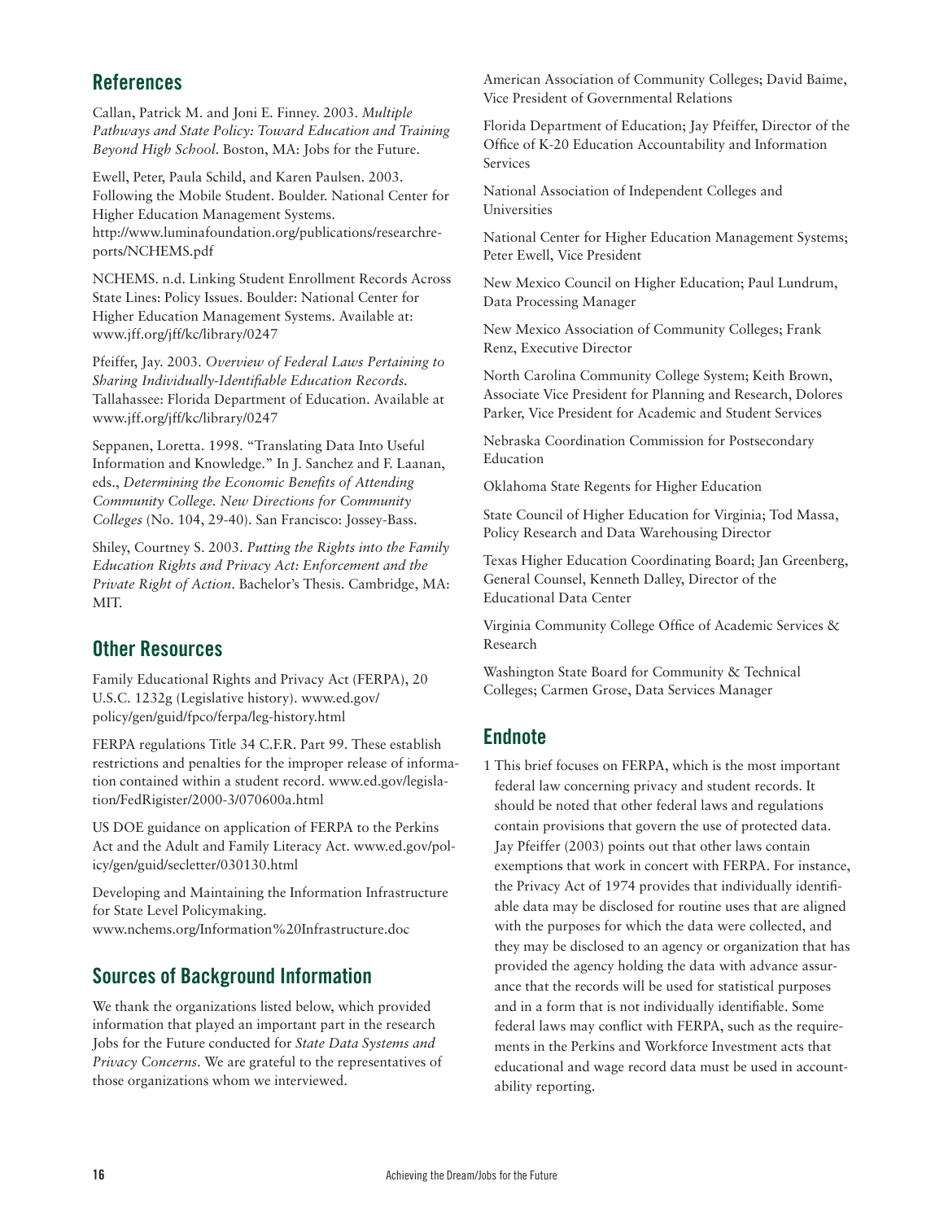## References

Callan, Patrick M. and Joni E. Finney. 2003. *Multiple Pathways and State Policy: Toward Education and Training Beyond High School*. Boston, MA: Jobs for the Future.

Ewell, Peter, Paula Schild, and Karen Paulsen. 2003. Following the Mobile Student. Boulder. National Center for Higher Education Management Systems. http://www.luminafoundation.org/publications/researchreports/NCHEMS.pdf

NCHEMS. n.d. Linking Student Enrollment Records Across State Lines: Policy Issues. Boulder: National Center for Higher Education Management Systems. Available at: www.jff.org/jff/kc/library/0247

Pfeiffer, Jay. 2003. *Overview of Federal Laws Pertaining to Sharing Individually-Identifiable Education Records.* Tallahassee: Florida Department of Education. Available at www.jff.org/jff/kc/library/0247

Seppanen, Loretta. 1998. "Translating Data Into Useful Information and Knowledge." In J. Sanchez and F. Laanan, eds., *Determining the Economic Benefits of Attending Community College. New Directions for Community Colleges* (No. 104, 29-40). San Francisco: Jossey-Bass.

Shiley, Courtney S. 2003. *Putting the Rights into the Family Education Rights and Privacy Act: Enforcement and the Private Right of Action*. Bachelor's Thesis. Cambridge, MA: MIT.

## Other Resources

Family Educational Rights and Privacy Act (FERPA), 20 U.S.C. 1232g (Legislative history). www.ed.gov/policy/gen/guid/fpco/ferpa/leg-history.html

FERPA regulations Title 34 C.F.R. Part 99. These establish restrictions and penalties for the improper release of information contained within a student record. www.ed.gov/legislation/FedRigister/2000-3/070600a.html

US DOE guidance on application of FERPA to the Perkins Act and the Adult and Family Literacy Act. www.ed.gov/policy/gen/guid/secletter/030130.html

Developing and Maintaining the Information Infrastructure for State Level Policymaking. www.nchems.org/Information%20Infrastructure.doc

## Sources of Background Information

We thank the organizations listed below, which provided information that played an important part in the research Jobs for the Future conducted for *State Data Systems and Privacy Concerns*. We are grateful to the representatives of those organizations whom we interviewed.

American Association of Community Colleges; David Baime, Vice President of Governmental Relations

Florida Department of Education; Jay Pfeiffer, Director of the Office of K-20 Education Accountability and Information Services

National Association of Independent Colleges and Universities

National Center for Higher Education Management Systems; Peter Ewell, Vice President

New Mexico Council on Higher Education; Paul Lundrum, Data Processing Manager

New Mexico Association of Community Colleges; Frank Renz, Executive Director

North Carolina Community College System; Keith Brown, Associate Vice President for Planning and Research, Dolores Parker, Vice President for Academic and Student Services

Nebraska Coordination Commission for Postsecondary Education

Oklahoma State Regents for Higher Education

State Council of Higher Education for Virginia; Tod Massa, Policy Research and Data Warehousing Director

Texas Higher Education Coordinating Board; Jan Greenberg, General Counsel, Kenneth Dalley, Director of the Educational Data Center

Virginia Community College Office of Academic Services & Research

Washington State Board for Community & Technical Colleges; Carmen Grose, Data Services Manager

## Endnote

1 This brief focuses on FERPA, which is the most important federal law concerning privacy and student records. It should be noted that other federal laws and regulations contain provisions that govern the use of protected data. Jay Pfeiffer (2003) points out that other laws contain exemptions that work in concert with FERPA. For instance, the Privacy Act of 1974 provides that individually identifiable data may be disclosed for routine uses that are aligned with the purposes for which the data were collected, and they may be disclosed to an agency or organization that has provided the agency holding the data with advance assurance that the records will be used for statistical purposes and in a form that is not individually identifiable. Some federal laws may conflict with FERPA, such as the requirements in the Perkins and Workforce Investment acts that educational and wage record data must be used in accountability reporting.